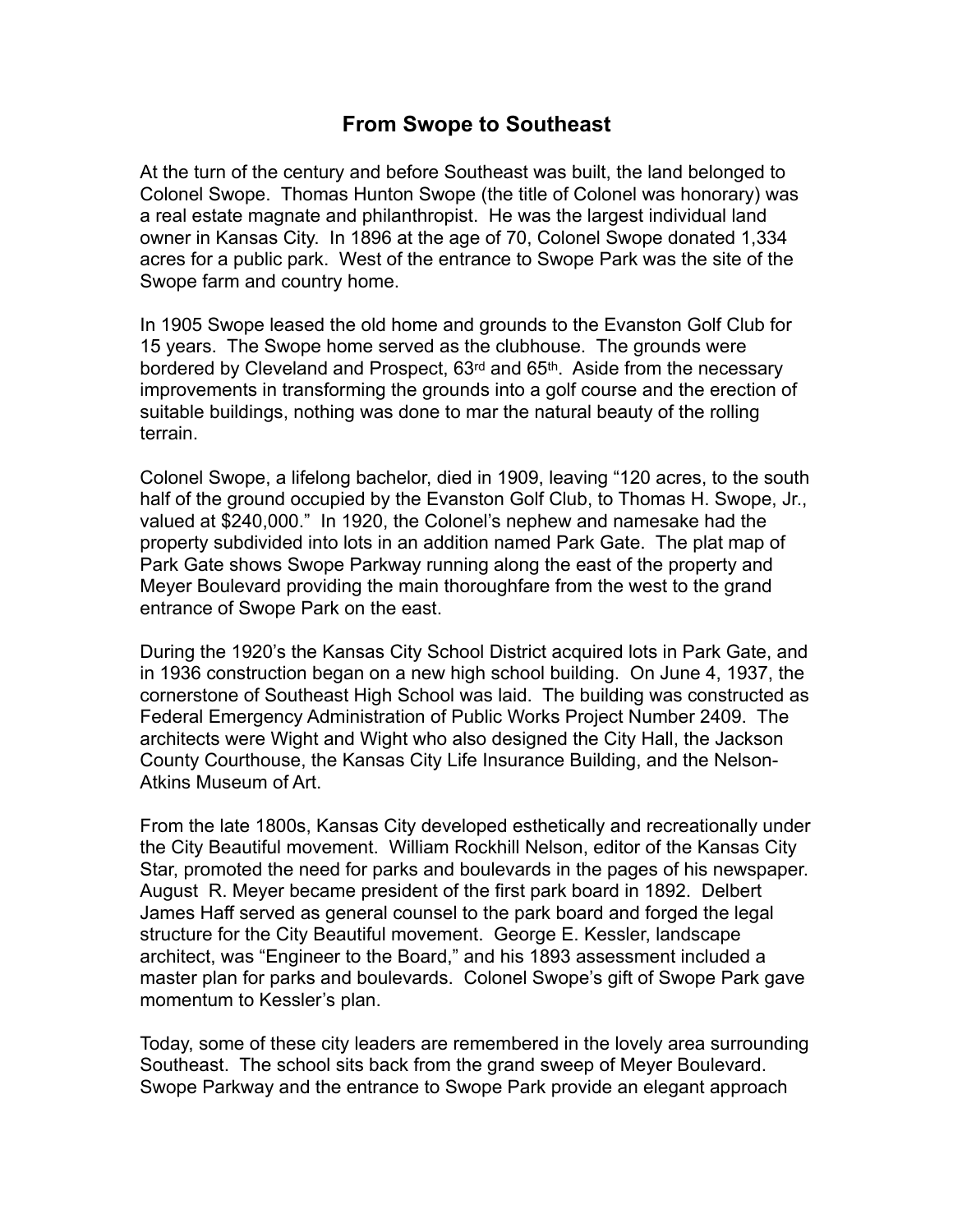# From Swope to Southeast

At the turn of the century and before Southeast was built, the land belonged to Colonel Swope. Thomas Hunton Swope (the title of Colonel was honorary) was a real estate magnate and philanthropist. He was the largest individual land owner in Kansas City. In 1896 at the age of 70, Colonel Swope donated 1,334 acres for a public park. West of the entrance to Swope Park was the site of the Swope farm and country home.

In 1905 Swope leased the old home and grounds to the Evanston Golf Club for 15 years. The Swope home served as the clubhouse. The grounds were bordered by Cleveland and Prospect, 63rd and 65th. Aside from the necessary improvements in transforming the grounds into a golf course and the erection of suitable buildings, nothing was done to mar the natural beauty of the rolling terrain.

Colonel Swope, a lifelong bachelor, died in 1909, leaving "120 acres, to the south half of the ground occupied by the Evanston Golf Club, to Thomas H. Swope, Jr., valued at $240,000." In 1920, the Colonel's nephew and namesake had the property subdivided into lots in an addition named Park Gate. The plat map of Park Gate shows Swope Parkway running along the east of the property and Meyer Boulevard providing the main thoroughfare from the west to the grand entrance of Swope Park on the east.

During the 1920's the Kansas City School District acquired lots in Park Gate, and in 1936 construction began on a new high school building. On June 4, 1937, the cornerstone of Southeast High School was laid. The building was constructed as Federal Emergency Administration of Public Works Project Number 2409. The architects were Wight and Wight who also designed the City Hall, the Jackson County Courthouse, the Kansas City Life Insurance Building, and the Nelson-Atkins Museum of Art.

From the late 1800s, Kansas City developed esthetically and recreationally under the City Beautiful movement. William Rockhill Nelson, editor of the Kansas City Star, promoted the need for parks and boulevards in the pages of his newspaper. August R. Meyer became president of the first park board in 1892. Delbert James Haff served as general counsel to the park board and forged the legal structure for the City Beautiful movement. George E. Kessler, landscape architect, was "Engineer to the Board," and his 1893 assessment included a master plan for parks and boulevards. Colonel Swope's gift of Swope Park gave momentum to Kessler's plan.

Today, some of these city leaders are remembered in the lovely area surrounding Southeast. The school sits back from the grand sweep of Meyer Boulevard. Swope Parkway and the entrance to Swope Park provide an elegant approach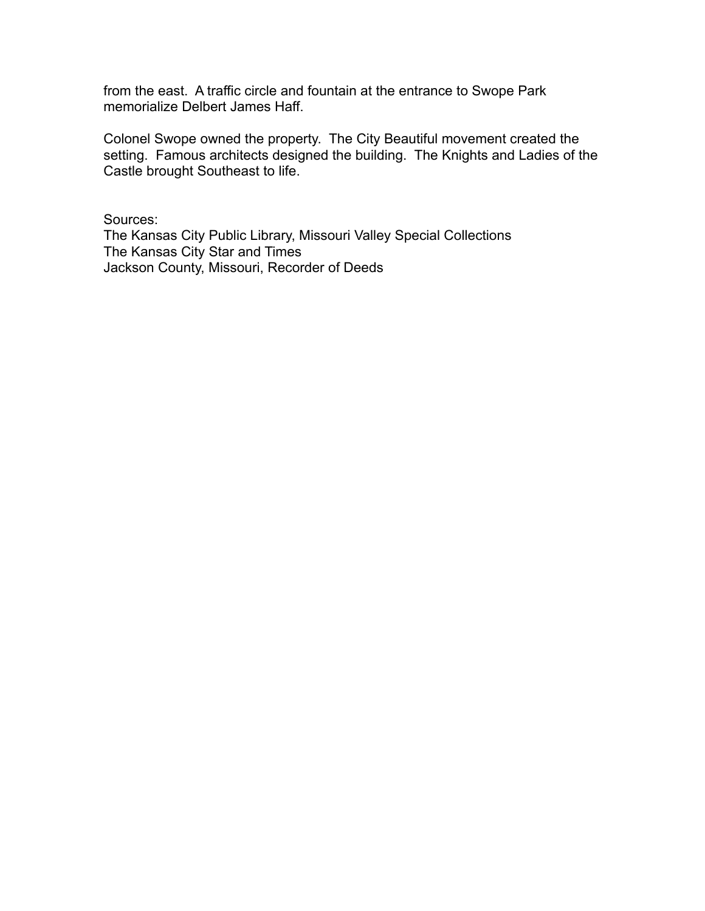from the east. A traffic circle and fountain at the entrance to Swope Park memorialize Delbert James Haff.

Colonel Swope owned the property. The City Beautiful movement created the setting. Famous architects designed the building. The Knights and Ladies of the Castle brought Southeast to life.

Sources:
The Kansas City Public Library, Missouri Valley Special Collections
The Kansas City Star and Times
Jackson County, Missouri, Recorder of Deeds